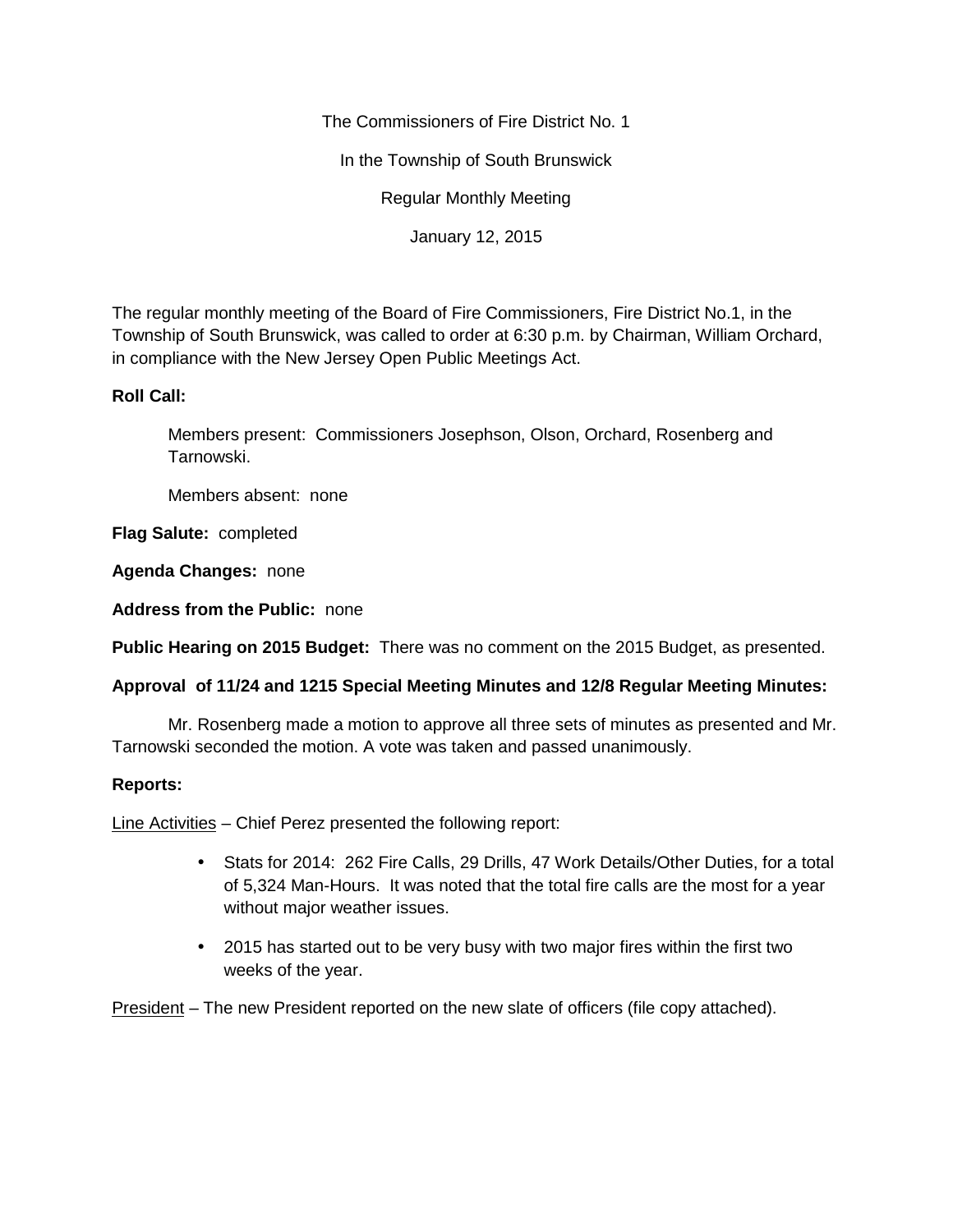The Commissioners of Fire District No. 1

In the Township of South Brunswick

Regular Monthly Meeting

January 12, 2015

The regular monthly meeting of the Board of Fire Commissioners, Fire District No.1, in the Township of South Brunswick, was called to order at 6:30 p.m. by Chairman, William Orchard, in compliance with the New Jersey Open Public Meetings Act.

**Roll Call:**

Members present: Commissioners Josephson, Olson, Orchard, Rosenberg and Tarnowski.

Members absent: none

**Flag Salute:** completed

**Agenda Changes:** none

**Address from the Public:** none

**Public Hearing on 2015 Budget:** There was no comment on the 2015 Budget, as presented.

**Approval of 11/24 and 1215 Special Meeting Minutes and 12/8 Regular Meeting Minutes:**

Mr. Rosenberg made a motion to approve all three sets of minutes as presented and Mr. Tarnowski seconded the motion. A vote was taken and passed unanimously.

**Reports:**

Line Activities – Chief Perez presented the following report:

- Stats for 2014: 262 Fire Calls, 29 Drills, 47 Work Details/Other Duties, for a total of 5,324 Man-Hours. It was noted that the total fire calls are the most for a year without major weather issues.
- 2015 has started out to be very busy with two major fires within the first two weeks of the year.

President – The new President reported on the new slate of officers (file copy attached).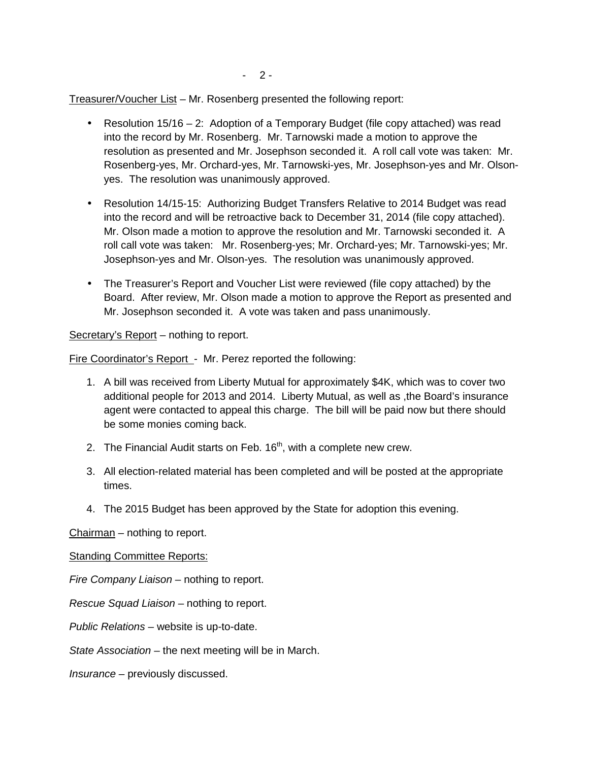<u>Treasurer/Voucher List</u> – Mr. Rosenberg presented the following report:

- Resolution 15/16 – 2: Adoption of a Temporary Budget (file copy attached) was read into the record by Mr. Rosenberg. Mr. Tarnowski made a motion to approve the resolution as presented and Mr. Josephson seconded it. A roll call vote was taken: Mr. Rosenberg-yes, Mr. Orchard-yes, Mr. Tarnowski-yes, Mr. Josephson-yes and Mr. Olson-yes. The resolution was unanimously approved.

- Resolution 14/15-15: Authorizing Budget Transfers Relative to 2014 Budget was read into the record and will be retroactive back to December 31, 2014 (file copy attached). Mr. Olson made a motion to approve the resolution and Mr. Tarnowski seconded it. A roll call vote was taken: Mr. Rosenberg-yes; Mr. Orchard-yes; Mr. Tarnowski-yes; Mr. Josephson-yes and Mr. Olson-yes. The resolution was unanimously approved.

- The Treasurer's Report and Voucher List were reviewed (file copy attached) by the Board. After review, Mr. Olson made a motion to approve the Report as presented and Mr. Josephson seconded it. A vote was taken and pass unanimously.

<u>Secretary's Report</u> – nothing to report.

<u>Fire Coordinator's Report</u> - Mr. Perez reported the following:

1. A bill was received from Liberty Mutual for approximately $4K, which was to cover two additional people for 2013 and 2014. Liberty Mutual, as well as ,the Board's insurance agent were contacted to appeal this charge. The bill will be paid now but there should be some monies coming back.
2. The Financial Audit starts on Feb. 16th, with a complete new crew.
3. All election-related material has been completed and will be posted at the appropriate times.
4. The 2015 Budget has been approved by the State for adoption this evening.

<u>Chairman</u> – nothing to report.

<u>Standing Committee Reports:</u>

*Fire Company Liaison* – nothing to report.

*Rescue Squad Liaison* – nothing to report.

*Public Relations* – website is up-to-date.

*State Association* – the next meeting will be in March.

*Insurance* – previously discussed.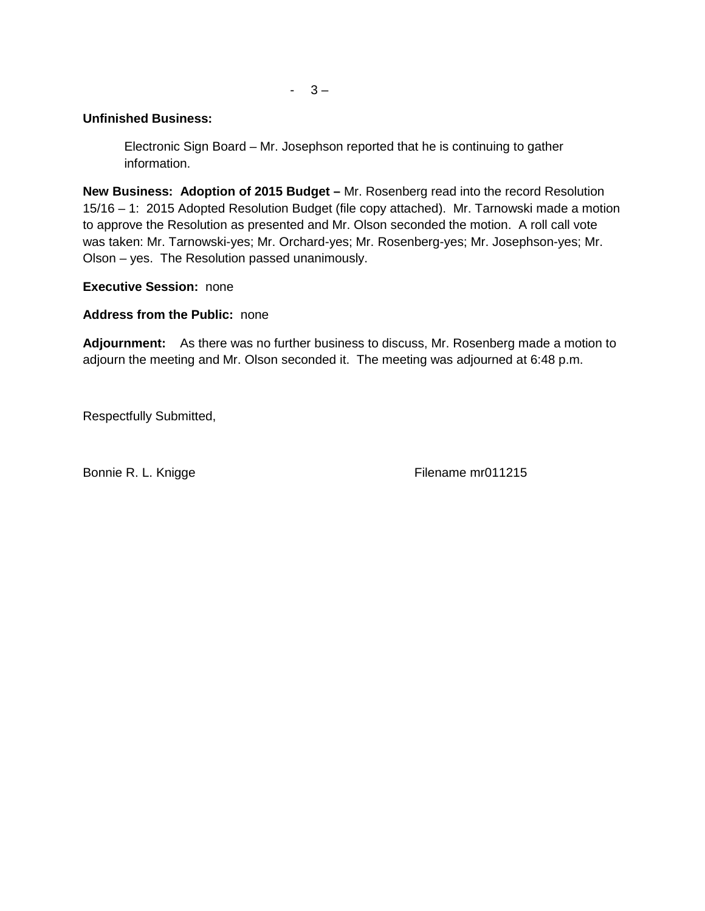**Unfinished Business:**

Electronic Sign Board – Mr. Josephson reported that he is continuing to gather information.

**New Business: Adoption of 2015 Budget –** Mr. Rosenberg read into the record Resolution 15/16 – 1: 2015 Adopted Resolution Budget (file copy attached). Mr. Tarnowski made a motion to approve the Resolution as presented and Mr. Olson seconded the motion. A roll call vote was taken: Mr. Tarnowski-yes; Mr. Orchard-yes; Mr. Rosenberg-yes; Mr. Josephson-yes; Mr. Olson – yes. The Resolution passed unanimously.

**Executive Session:** none

**Address from the Public:** none

**Adjournment:** As there was no further business to discuss, Mr. Rosenberg made a motion to adjourn the meeting and Mr. Olson seconded it. The meeting was adjourned at 6:48 p.m.

Respectfully Submitted,

Bonnie R. L. Knigge

Filename mr011215